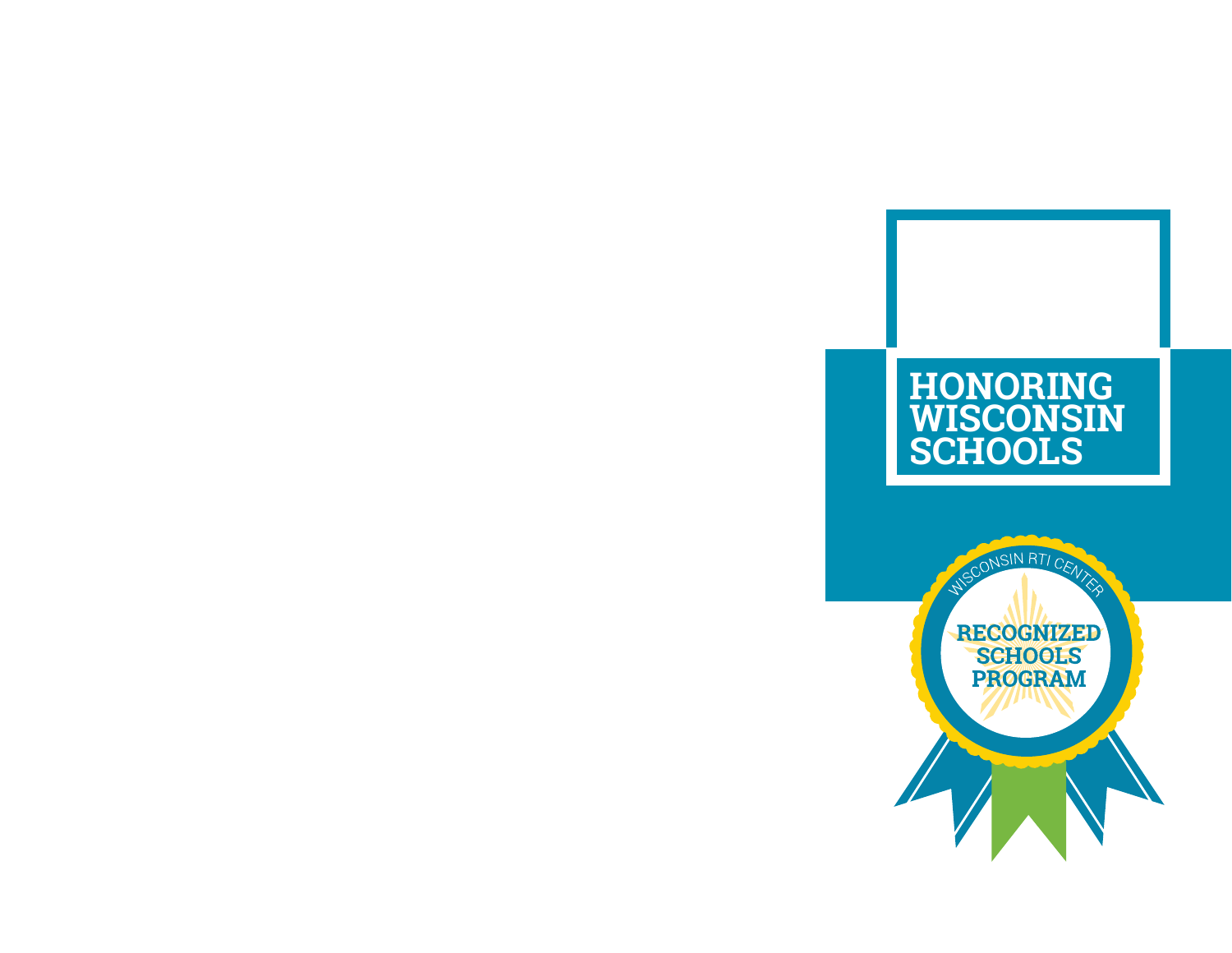# HONORING WISCONSIN SCHOOLS

WISCONSIN RTI CENTER

RECOGNIZED SCHOOLS PROGRAM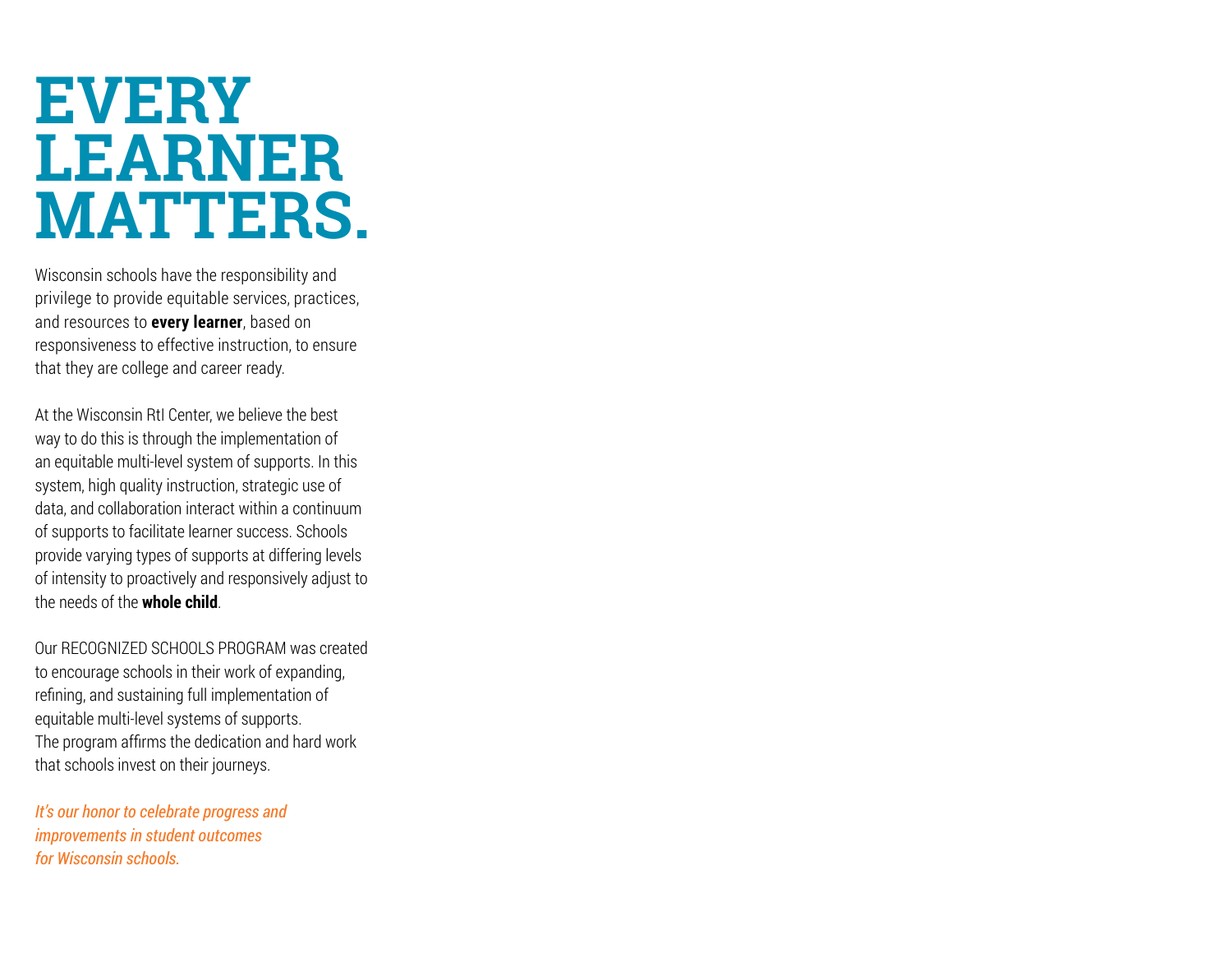# EVERY LEARNER MATTERS.

Wisconsin schools have the responsibility and privilege to provide equitable services, practices, and resources to **every learner**, based on responsiveness to effective instruction, to ensure that they are college and career ready.

At the Wisconsin RtI Center, we believe the best way to do this is through the implementation of an equitable multi-level system of supports. In this system, high quality instruction, strategic use of data, and collaboration interact within a continuum of supports to facilitate learner success. Schools provide varying types of supports at differing levels of intensity to proactively and responsively adjust to the needs of the **whole child**.

Our RECOGNIZED SCHOOLS PROGRAM was created to encourage schools in their work of expanding, refining, and sustaining full implementation of equitable multi-level systems of supports. The program affirms the dedication and hard work that schools invest on their journeys.

***It's our honor to celebrate progress and improvements in student outcomes for Wisconsin schools.***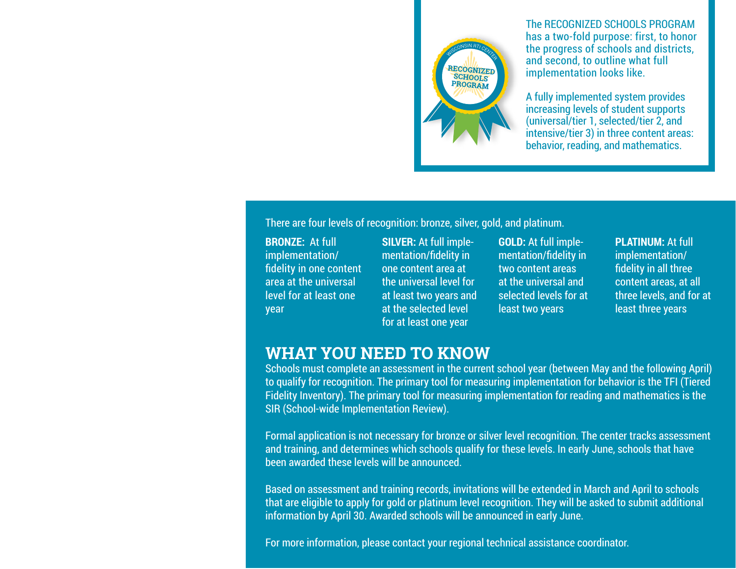The RECOGNIZED SCHOOLS PROGRAM has a two-fold purpose: first, to honor the progress of schools and districts, and second, to outline what full implementation looks like.

A fully implemented system provides increasing levels of student supports (universal/tier 1, selected/tier 2, and intensive/tier 3) in three content areas: behavior, reading, and mathematics.

There are four levels of recognition: bronze, silver, gold, and platinum.

**BRONZE:** At full implementation/fidelity in one content area at the universal level for at least one year

**SILVER:** At full implementation/fidelity in one content area at the universal level for at least two years and at the selected level for at least one year

**GOLD:** At full implementation/fidelity in two content areas at the universal and selected levels for at least two years

**PLATINUM:** At full implementation/fidelity in all three content areas, at all three levels, and for at least three years

## WHAT YOU NEED TO KNOW

Schools must complete an assessment in the current school year (between May and the following April) to qualify for recognition. The primary tool for measuring implementation for behavior is the TFI (Tiered Fidelity Inventory). The primary tool for measuring implementation for reading and mathematics is the SIR (School-wide Implementation Review).

Formal application is not necessary for bronze or silver level recognition. The center tracks assessment and training, and determines which schools qualify for these levels. In early June, schools that have been awarded these levels will be announced.

Based on assessment and training records, invitations will be extended in March and April to schools that are eligible to apply for gold or platinum level recognition. They will be asked to submit additional information by April 30. Awarded schools will be announced in early June.

For more information, please contact your regional technical assistance coordinator.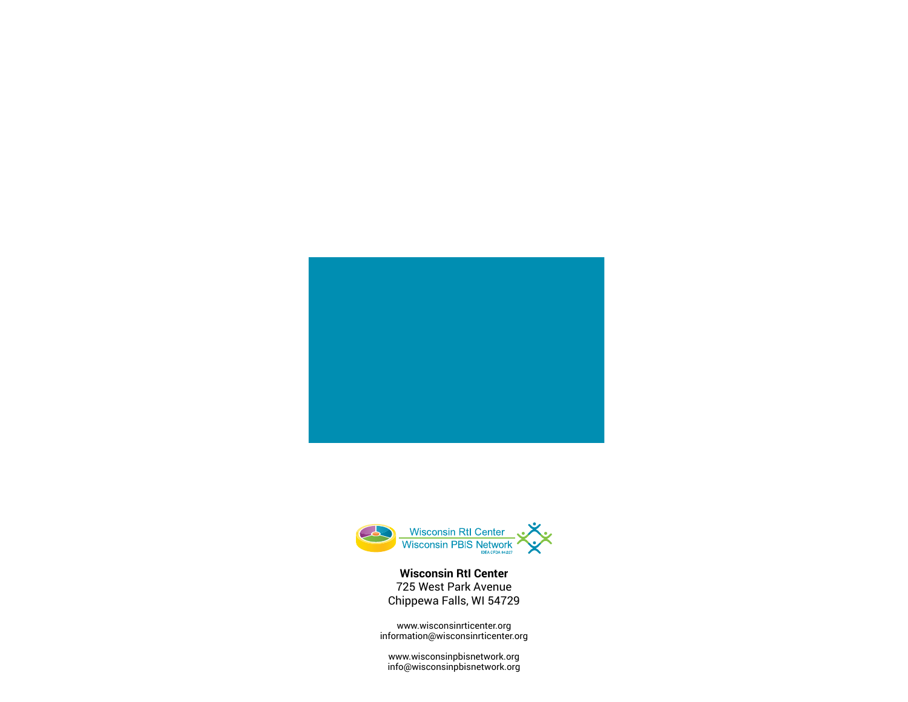Wisconsin RtI Center
Wisconsin PBIS Network
IDEA CFDA 84.027

**Wisconsin RtI Center**
725 West Park Avenue
Chippewa Falls, WI 54729

www.wisconsinrticenter.org
information@wisconsinrticenter.org

www.wisconsinpbisnetwork.org
info@wisconsinpbisnetwork.org